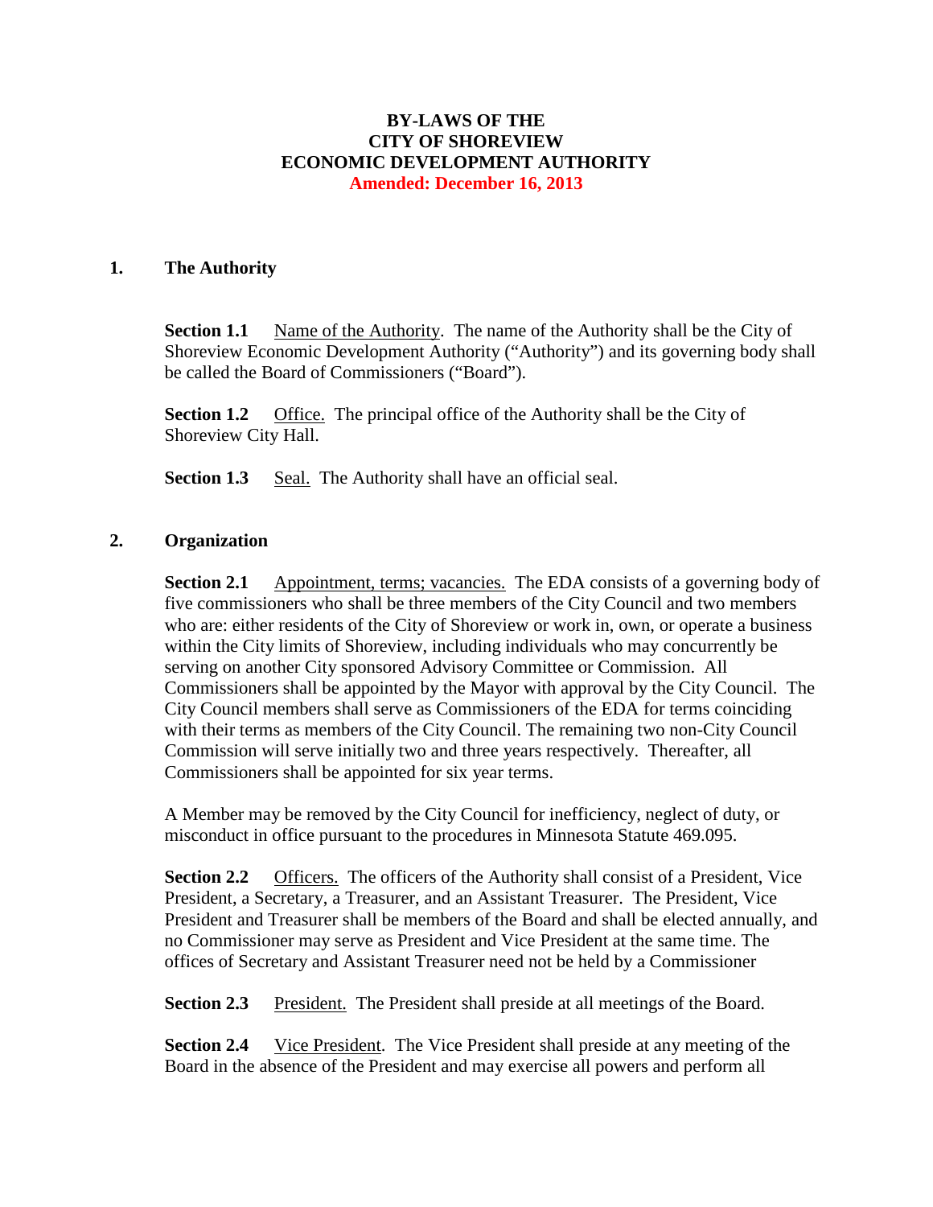# BY-LAWS OF THE CITY OF SHOREVIEW ECONOMIC DEVELOPMENT AUTHORITY

**Amended: December 16, 2013**

## 1. The Authority

**Section 1.1** Name of the Authority. The name of the Authority shall be the City of Shoreview Economic Development Authority ("Authority") and its governing body shall be called the Board of Commissioners ("Board").

**Section 1.2** Office. The principal office of the Authority shall be the City of Shoreview City Hall.

**Section 1.3** Seal. The Authority shall have an official seal.

## 2. Organization

**Section 2.1** Appointment, terms; vacancies. The EDA consists of a governing body of five commissioners who shall be three members of the City Council and two members who are: either residents of the City of Shoreview or work in, own, or operate a business within the City limits of Shoreview, including individuals who may concurrently be serving on another City sponsored Advisory Committee or Commission. All Commissioners shall be appointed by the Mayor with approval by the City Council. The City Council members shall serve as Commissioners of the EDA for terms coinciding with their terms as members of the City Council. The remaining two non-City Council Commission will serve initially two and three years respectively. Thereafter, all Commissioners shall be appointed for six year terms.

A Member may be removed by the City Council for inefficiency, neglect of duty, or misconduct in office pursuant to the procedures in Minnesota Statute 469.095.

**Section 2.2** Officers. The officers of the Authority shall consist of a President, Vice President, a Secretary, a Treasurer, and an Assistant Treasurer. The President, Vice President and Treasurer shall be members of the Board and shall be elected annually, and no Commissioner may serve as President and Vice President at the same time. The offices of Secretary and Assistant Treasurer need not be held by a Commissioner

**Section 2.3** President. The President shall preside at all meetings of the Board.

**Section 2.4** Vice President. The Vice President shall preside at any meeting of the Board in the absence of the President and may exercise all powers and perform all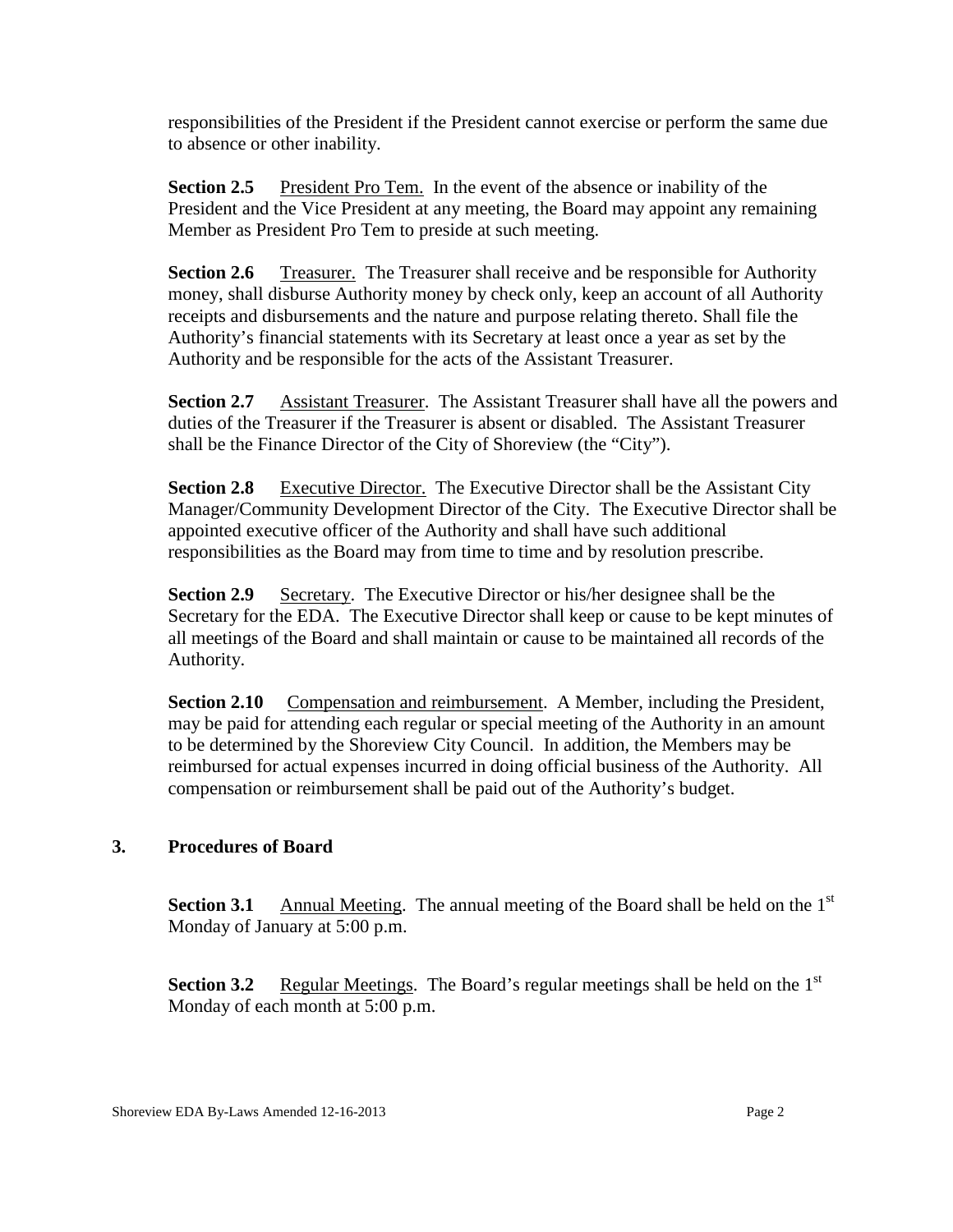responsibilities of the President if the President cannot exercise or perform the same due to absence or other inability.

**Section 2.5** President Pro Tem. In the event of the absence or inability of the President and the Vice President at any meeting, the Board may appoint any remaining Member as President Pro Tem to preside at such meeting.

**Section 2.6** Treasurer. The Treasurer shall receive and be responsible for Authority money, shall disburse Authority money by check only, keep an account of all Authority receipts and disbursements and the nature and purpose relating thereto. Shall file the Authority's financial statements with its Secretary at least once a year as set by the Authority and be responsible for the acts of the Assistant Treasurer.

**Section 2.7** Assistant Treasurer. The Assistant Treasurer shall have all the powers and duties of the Treasurer if the Treasurer is absent or disabled. The Assistant Treasurer shall be the Finance Director of the City of Shoreview (the "City").

**Section 2.8** Executive Director. The Executive Director shall be the Assistant City Manager/Community Development Director of the City. The Executive Director shall be appointed executive officer of the Authority and shall have such additional responsibilities as the Board may from time to time and by resolution prescribe.

**Section 2.9** Secretary. The Executive Director or his/her designee shall be the Secretary for the EDA. The Executive Director shall keep or cause to be kept minutes of all meetings of the Board and shall maintain or cause to be maintained all records of the Authority.

**Section 2.10** Compensation and reimbursement. A Member, including the President, may be paid for attending each regular or special meeting of the Authority in an amount to be determined by the Shoreview City Council. In addition, the Members may be reimbursed for actual expenses incurred in doing official business of the Authority. All compensation or reimbursement shall be paid out of the Authority's budget.

## 3. Procedures of Board

**Section 3.1** Annual Meeting. The annual meeting of the Board shall be held on the 1st Monday of January at 5:00 p.m.

**Section 3.2** Regular Meetings. The Board's regular meetings shall be held on the 1st Monday of each month at 5:00 p.m.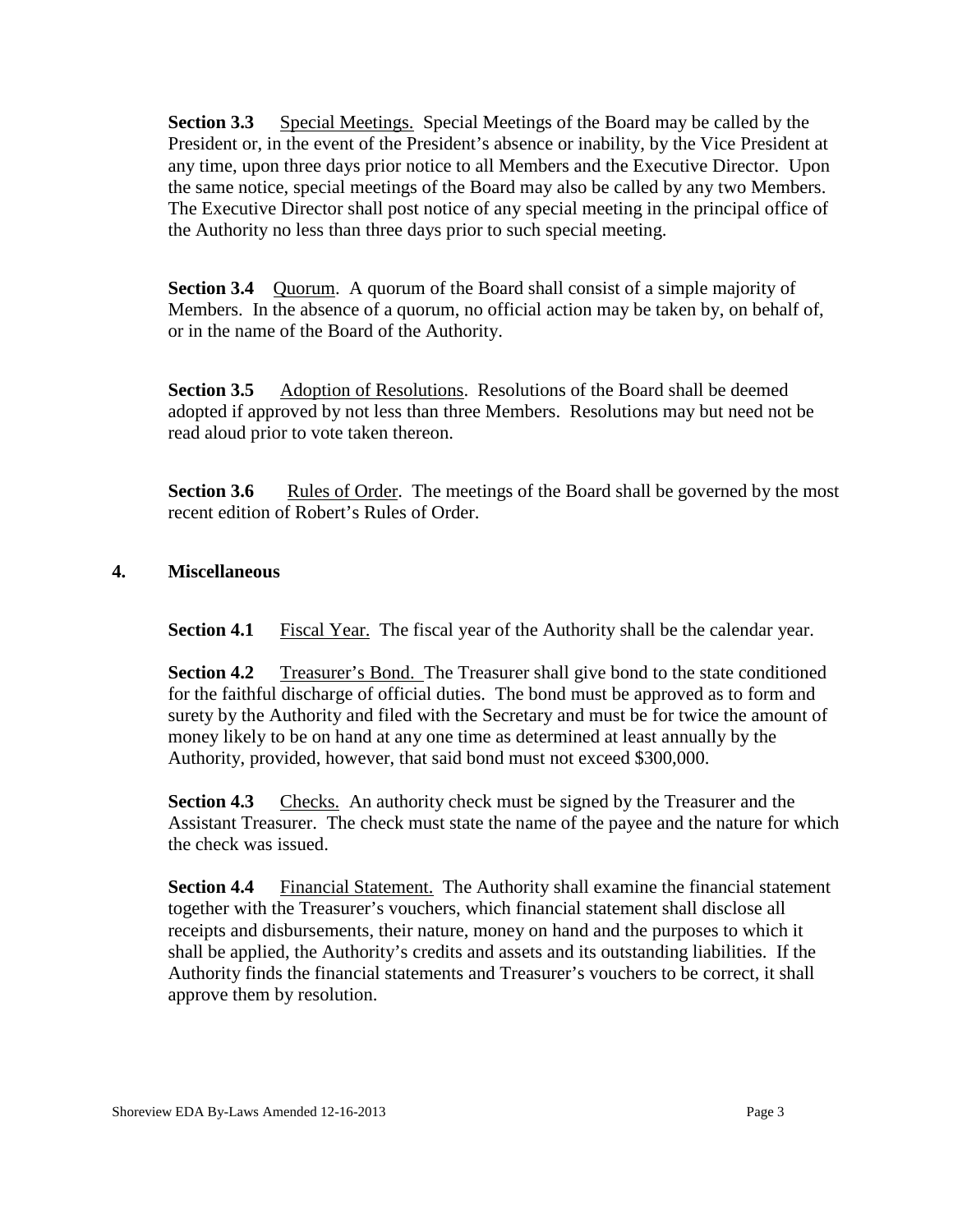**Section 3.3** Special Meetings. Special Meetings of the Board may be called by the President or, in the event of the President's absence or inability, by the Vice President at any time, upon three days prior notice to all Members and the Executive Director. Upon the same notice, special meetings of the Board may also be called by any two Members. The Executive Director shall post notice of any special meeting in the principal office of the Authority no less than three days prior to such special meeting.

**Section 3.4** Quorum. A quorum of the Board shall consist of a simple majority of Members. In the absence of a quorum, no official action may be taken by, on behalf of, or in the name of the Board of the Authority.

**Section 3.5** Adoption of Resolutions. Resolutions of the Board shall be deemed adopted if approved by not less than three Members. Resolutions may but need not be read aloud prior to vote taken thereon.

**Section 3.6** Rules of Order. The meetings of the Board shall be governed by the most recent edition of Robert's Rules of Order.

## 4. Miscellaneous

**Section 4.1** Fiscal Year. The fiscal year of the Authority shall be the calendar year.

**Section 4.2** Treasurer's Bond. The Treasurer shall give bond to the state conditioned for the faithful discharge of official duties. The bond must be approved as to form and surety by the Authority and filed with the Secretary and must be for twice the amount of money likely to be on hand at any one time as determined at least annually by the Authority, provided, however, that said bond must not exceed $300,000.

**Section 4.3** Checks. An authority check must be signed by the Treasurer and the Assistant Treasurer. The check must state the name of the payee and the nature for which the check was issued.

**Section 4.4** Financial Statement. The Authority shall examine the financial statement together with the Treasurer's vouchers, which financial statement shall disclose all receipts and disbursements, their nature, money on hand and the purposes to which it shall be applied, the Authority's credits and assets and its outstanding liabilities. If the Authority finds the financial statements and Treasurer's vouchers to be correct, it shall approve them by resolution.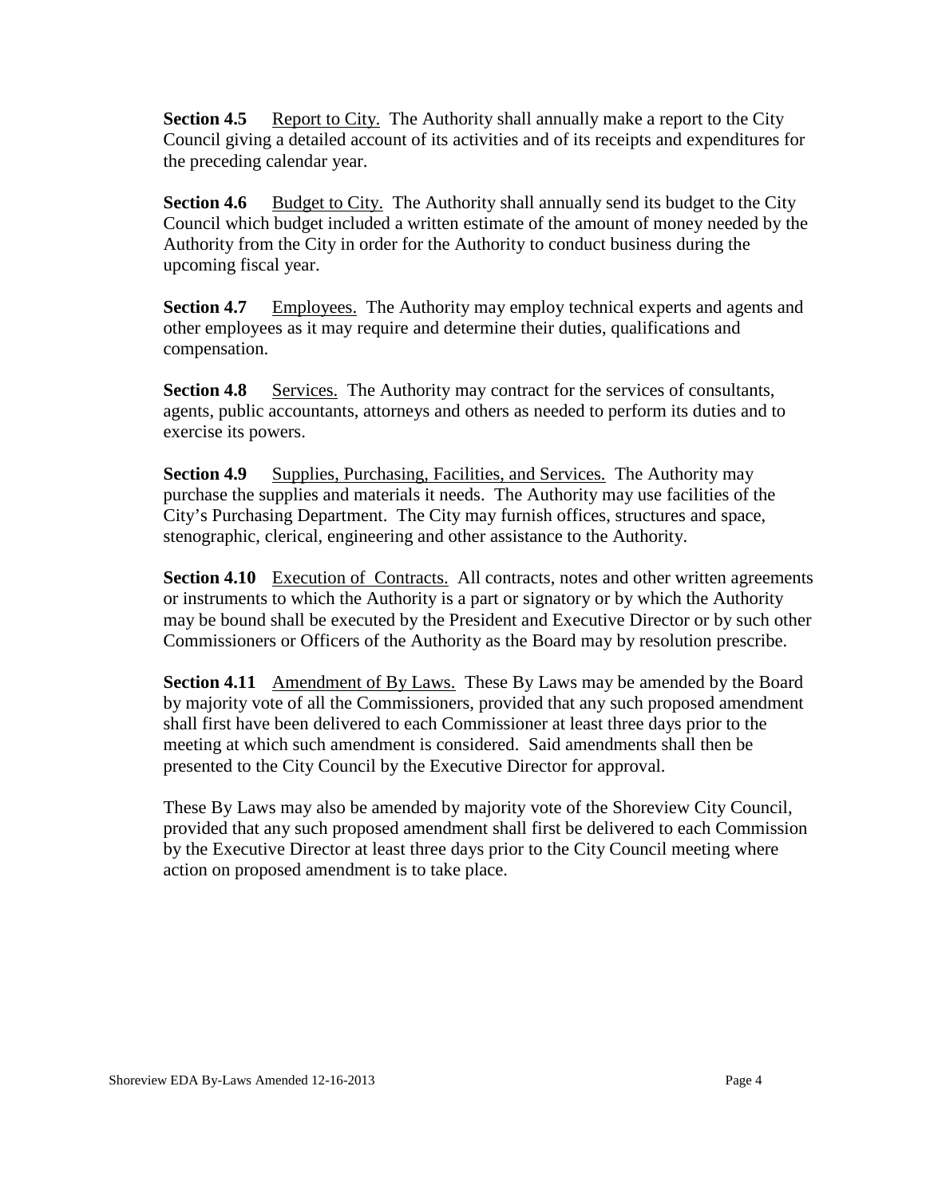**Section 4.5** Report to City. The Authority shall annually make a report to the City Council giving a detailed account of its activities and of its receipts and expenditures for the preceding calendar year.

**Section 4.6** Budget to City. The Authority shall annually send its budget to the City Council which budget included a written estimate of the amount of money needed by the Authority from the City in order for the Authority to conduct business during the upcoming fiscal year.

**Section 4.7** Employees. The Authority may employ technical experts and agents and other employees as it may require and determine their duties, qualifications and compensation.

**Section 4.8** Services. The Authority may contract for the services of consultants, agents, public accountants, attorneys and others as needed to perform its duties and to exercise its powers.

**Section 4.9** Supplies, Purchasing, Facilities, and Services. The Authority may purchase the supplies and materials it needs. The Authority may use facilities of the City's Purchasing Department. The City may furnish offices, structures and space, stenographic, clerical, engineering and other assistance to the Authority.

**Section 4.10** Execution of Contracts. All contracts, notes and other written agreements or instruments to which the Authority is a part or signatory or by which the Authority may be bound shall be executed by the President and Executive Director or by such other Commissioners or Officers of the Authority as the Board may by resolution prescribe.

**Section 4.11** Amendment of By Laws. These By Laws may be amended by the Board by majority vote of all the Commissioners, provided that any such proposed amendment shall first have been delivered to each Commissioner at least three days prior to the meeting at which such amendment is considered. Said amendments shall then be presented to the City Council by the Executive Director for approval.

These By Laws may also be amended by majority vote of the Shoreview City Council, provided that any such proposed amendment shall first be delivered to each Commission by the Executive Director at least three days prior to the City Council meeting where action on proposed amendment is to take place.